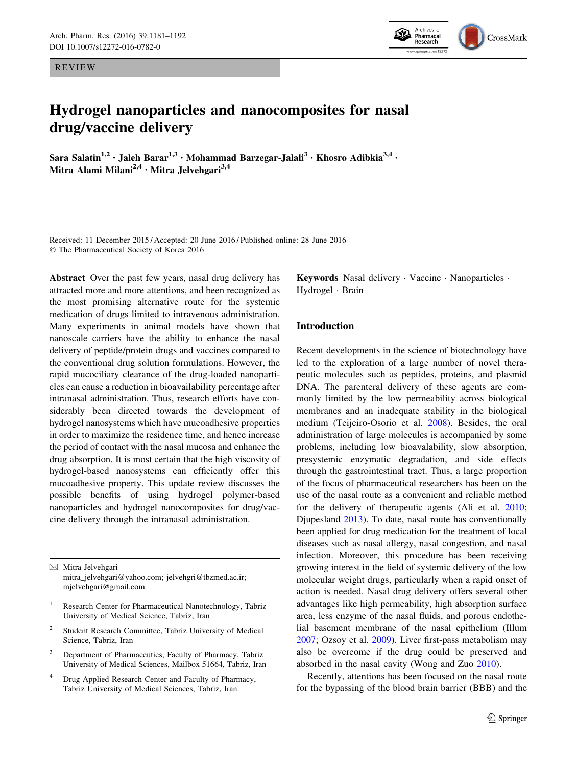REVIEW

# Hydrogel nanoparticles and nanocomposites for nasal drug/vaccine delivery

**Sara Salatin[1,2] · Jaleh Barar[1,3] · Mohammad Barzegar-Jalali[3] · Khosro Adibkia[3,4] · Mitra Alami Milani[2,4] · Mitra Jelvehgari[3,4]**

Received: 11 December 2015 / Accepted: 20 June 2016 / Published online: 28 June 2016
© The Pharmaceutical Society of Korea 2016

**Abstract** Over the past few years, nasal drug delivery has attracted more and more attentions, and been recognized as the most promising alternative route for the systemic medication of drugs limited to intravenous administration. Many experiments in animal models have shown that nanoscale carriers have the ability to enhance the nasal delivery of peptide/protein drugs and vaccines compared to the conventional drug solution formulations. However, the rapid mucociliary clearance of the drug-loaded nanoparticles can cause a reduction in bioavailability percentage after intranasal administration. Thus, research efforts have considerably been directed towards the development of hydrogel nanosystems which have mucoadhesive properties in order to maximize the residence time, and hence increase the period of contact with the nasal mucosa and enhance the drug absorption. It is most certain that the high viscosity of hydrogel-based nanosystems can efficiently offer this mucoadhesive property. This update review discusses the possible benefits of using hydrogel polymer-based nanoparticles and hydrogel nanocomposites for drug/vaccine delivery through the intranasal administration.

**Keywords** Nasal delivery · Vaccine · Nanoparticles · Hydrogel · Brain

✉ Mitra Jelvehgari
mitra_jelvehgari@yahoo.com; jelvehgri@tbzmed.ac.ir; mjelvehgari@gmail.com

[1] Research Center for Pharmaceutical Nanotechnology, Tabriz University of Medical Science, Tabriz, Iran

[2] Student Research Committee, Tabriz University of Medical Science, Tabriz, Iran

[3] Department of Pharmaceutics, Faculty of Pharmacy, Tabriz University of Medical Sciences, Mailbox 51664, Tabriz, Iran

[4] Drug Applied Research Center and Faculty of Pharmacy, Tabriz University of Medical Sciences, Tabriz, Iran

## Introduction

Recent developments in the science of biotechnology have led to the exploration of a large number of novel therapeutic molecules such as peptides, proteins, and plasmid DNA. The parenteral delivery of these agents are commonly limited by the low permeability across biological membranes and an inadequate stability in the biological medium (Teijeiro-Osorio et al. 2008). Besides, the oral administration of large molecules is accompanied by some problems, including low bioavalability, slow absorption, presystemic enzymatic degradation, and side effects through the gastrointestinal tract. Thus, a large proportion of the focus of pharmaceutical researchers has been on the use of the nasal route as a convenient and reliable method for the delivery of therapeutic agents (Ali et al. 2010; Djupesland 2013). To date, nasal route has conventionally been applied for drug medication for the treatment of local diseases such as nasal allergy, nasal congestion, and nasal infection. Moreover, this procedure has been receiving growing interest in the field of systemic delivery of the low molecular weight drugs, particularly when a rapid onset of action is needed. Nasal drug delivery offers several other advantages like high permeability, high absorption surface area, less enzyme of the nasal fluids, and porous endothelial basement membrane of the nasal epithelium (Illum 2007; Ozsoy et al. 2009). Liver first-pass metabolism may also be overcome if the drug could be preserved and absorbed in the nasal cavity (Wong and Zuo 2010).

Recently, attentions has been focused on the nasal route for the bypassing of the blood brain barrier (BBB) and the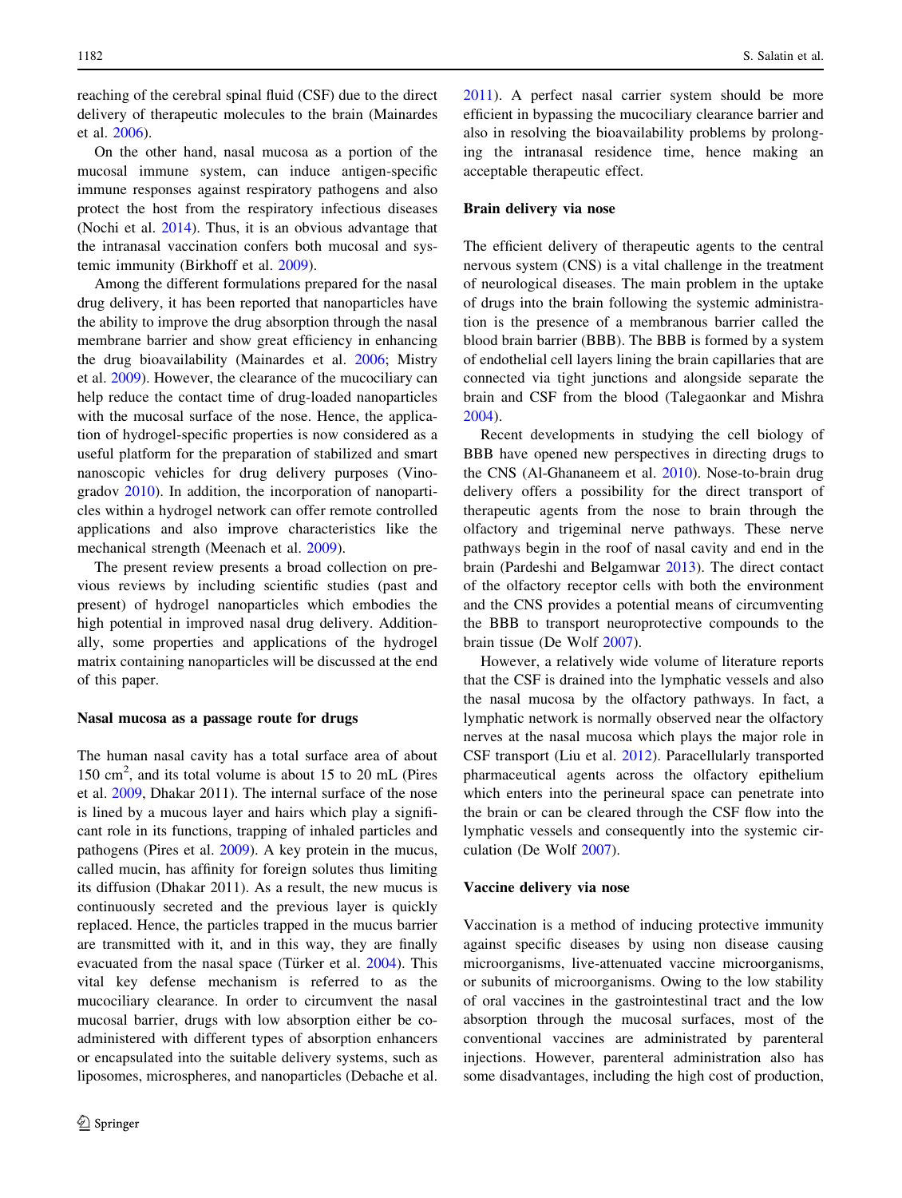reaching of the cerebral spinal fluid (CSF) due to the direct delivery of therapeutic molecules to the brain (Mainardes et al. 2006).

On the other hand, nasal mucosa as a portion of the mucosal immune system, can induce antigen-specific immune responses against respiratory pathogens and also protect the host from the respiratory infectious diseases (Nochi et al. 2014). Thus, it is an obvious advantage that the intranasal vaccination confers both mucosal and systemic immunity (Birkhoff et al. 2009).

Among the different formulations prepared for the nasal drug delivery, it has been reported that nanoparticles have the ability to improve the drug absorption through the nasal membrane barrier and show great efficiency in enhancing the drug bioavailability (Mainardes et al. 2006; Mistry et al. 2009). However, the clearance of the mucociliary can help reduce the contact time of drug-loaded nanoparticles with the mucosal surface of the nose. Hence, the application of hydrogel-specific properties is now considered as a useful platform for the preparation of stabilized and smart nanoscopic vehicles for drug delivery purposes (Vinogradov 2010). In addition, the incorporation of nanoparticles within a hydrogel network can offer remote controlled applications and also improve characteristics like the mechanical strength (Meenach et al. 2009).

The present review presents a broad collection on previous reviews by including scientific studies (past and present) of hydrogel nanoparticles which embodies the high potential in improved nasal drug delivery. Additionally, some properties and applications of the hydrogel matrix containing nanoparticles will be discussed at the end of this paper.

## Nasal mucosa as a passage route for drugs

The human nasal cavity has a total surface area of about 150 cm$^2$, and its total volume is about 15 to 20 mL (Pires et al. 2009, Dhakar 2011). The internal surface of the nose is lined by a mucous layer and hairs which play a significant role in its functions, trapping of inhaled particles and pathogens (Pires et al. 2009). A key protein in the mucus, called mucin, has affinity for foreign solutes thus limiting its diffusion (Dhakar 2011). As a result, the new mucus is continuously secreted and the previous layer is quickly replaced. Hence, the particles trapped in the mucus barrier are transmitted with it, and in this way, they are finally evacuated from the nasal space (Türker et al. 2004). This vital key defense mechanism is referred to as the mucociliary clearance. In order to circumvent the nasal mucosal barrier, drugs with low absorption either be co-administered with different types of absorption enhancers or encapsulated into the suitable delivery systems, such as liposomes, microspheres, and nanoparticles (Debache et al. 2011). A perfect nasal carrier system should be more efficient in bypassing the mucociliary clearance barrier and also in resolving the bioavailability problems by prolonging the intranasal residence time, hence making an acceptable therapeutic effect.

## Brain delivery via nose

The efficient delivery of therapeutic agents to the central nervous system (CNS) is a vital challenge in the treatment of neurological diseases. The main problem in the uptake of drugs into the brain following the systemic administration is the presence of a membranous barrier called the blood brain barrier (BBB). The BBB is formed by a system of endothelial cell layers lining the brain capillaries that are connected via tight junctions and alongside separate the brain and CSF from the blood (Talegaonkar and Mishra 2004).

Recent developments in studying the cell biology of BBB have opened new perspectives in directing drugs to the CNS (Al-Ghananeem et al. 2010). Nose-to-brain drug delivery offers a possibility for the direct transport of therapeutic agents from the nose to brain through the olfactory and trigeminal nerve pathways. These nerve pathways begin in the roof of nasal cavity and end in the brain (Pardeshi and Belgamwar 2013). The direct contact of the olfactory receptor cells with both the environment and the CNS provides a potential means of circumventing the BBB to transport neuroprotective compounds to the brain tissue (De Wolf 2007).

However, a relatively wide volume of literature reports that the CSF is drained into the lymphatic vessels and also the nasal mucosa by the olfactory pathways. In fact, a lymphatic network is normally observed near the olfactory nerves at the nasal mucosa which plays the major role in CSF transport (Liu et al. 2012). Paracellularly transported pharmaceutical agents across the olfactory epithelium which enters into the perineural space can penetrate into the brain or can be cleared through the CSF flow into the lymphatic vessels and consequently into the systemic circulation (De Wolf 2007).

## Vaccine delivery via nose

Vaccination is a method of inducing protective immunity against specific diseases by using non disease causing microorganisms, live-attenuated vaccine microorganisms, or subunits of microorganisms. Owing to the low stability of oral vaccines in the gastrointestinal tract and the low absorption through the mucosal surfaces, most of the conventional vaccines are administrated by parenteral injections. However, parenteral administration also has some disadvantages, including the high cost of production,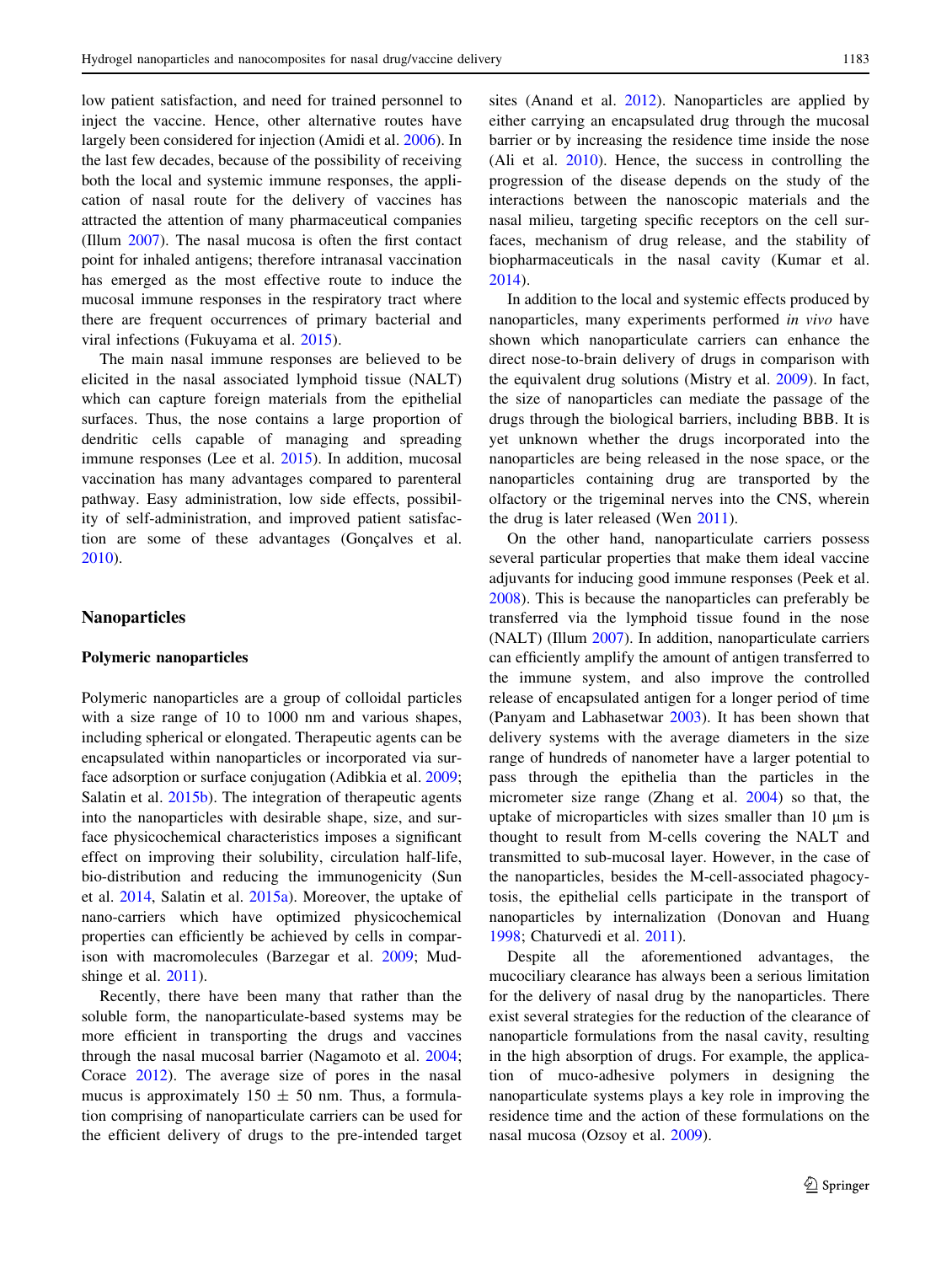low patient satisfaction, and need for trained personnel to inject the vaccine. Hence, other alternative routes have largely been considered for injection (Amidi et al. 2006). In the last few decades, because of the possibility of receiving both the local and systemic immune responses, the application of nasal route for the delivery of vaccines has attracted the attention of many pharmaceutical companies (Illum 2007). The nasal mucosa is often the first contact point for inhaled antigens; therefore intranasal vaccination has emerged as the most effective route to induce the mucosal immune responses in the respiratory tract where there are frequent occurrences of primary bacterial and viral infections (Fukuyama et al. 2015).

The main nasal immune responses are believed to be elicited in the nasal associated lymphoid tissue (NALT) which can capture foreign materials from the epithelial surfaces. Thus, the nose contains a large proportion of dendritic cells capable of managing and spreading immune responses (Lee et al. 2015). In addition, mucosal vaccination has many advantages compared to parenteral pathway. Easy administration, low side effects, possibility of self-administration, and improved patient satisfaction are some of these advantages (Gonçalves et al. 2010).

## Nanoparticles

### Polymeric nanoparticles

Polymeric nanoparticles are a group of colloidal particles with a size range of 10 to 1000 nm and various shapes, including spherical or elongated. Therapeutic agents can be encapsulated within nanoparticles or incorporated via surface adsorption or surface conjugation (Adibkia et al. 2009; Salatin et al. 2015b). The integration of therapeutic agents into the nanoparticles with desirable shape, size, and surface physicochemical characteristics imposes a significant effect on improving their solubility, circulation half-life, bio-distribution and reducing the immunogenicity (Sun et al. 2014, Salatin et al. 2015a). Moreover, the uptake of nano-carriers which have optimized physicochemical properties can efficiently be achieved by cells in comparison with macromolecules (Barzegar et al. 2009; Mudshinge et al. 2011).

Recently, there have been many that rather than the soluble form, the nanoparticulate-based systems may be more efficient in transporting the drugs and vaccines through the nasal mucosal barrier (Nagamoto et al. 2004; Corace 2012). The average size of pores in the nasal mucus is approximately $150 \pm 50$ nm. Thus, a formulation comprising of nanoparticulate carriers can be used for the efficient delivery of drugs to the pre-intended target sites (Anand et al. 2012). Nanoparticles are applied by either carrying an encapsulated drug through the mucosal barrier or by increasing the residence time inside the nose (Ali et al. 2010). Hence, the success in controlling the progression of the disease depends on the study of the interactions between the nanoscopic materials and the nasal milieu, targeting specific receptors on the cell surfaces, mechanism of drug release, and the stability of biopharmaceuticals in the nasal cavity (Kumar et al. 2014).

In addition to the local and systemic effects produced by nanoparticles, many experiments performed *in vivo* have shown which nanoparticulate carriers can enhance the direct nose-to-brain delivery of drugs in comparison with the equivalent drug solutions (Mistry et al. 2009). In fact, the size of nanoparticles can mediate the passage of the drugs through the biological barriers, including BBB. It is yet unknown whether the drugs incorporated into the nanoparticles are being released in the nose space, or the nanoparticles containing drug are transported by the olfactory or the trigeminal nerves into the CNS, wherein the drug is later released (Wen 2011).

On the other hand, nanoparticulate carriers possess several particular properties that make them ideal vaccine adjuvants for inducing good immune responses (Peek et al. 2008). This is because the nanoparticles can preferably be transferred via the lymphoid tissue found in the nose (NALT) (Illum 2007). In addition, nanoparticulate carriers can efficiently amplify the amount of antigen transferred to the immune system, and also improve the controlled release of encapsulated antigen for a longer period of time (Panyam and Labhasetwar 2003). It has been shown that delivery systems with the average diameters in the size range of hundreds of nanometer have a larger potential to pass through the epithelia than the particles in the micrometer size range (Zhang et al. 2004) so that, the uptake of microparticles with sizes smaller than 10 μm is thought to result from M-cells covering the NALT and transmitted to sub-mucosal layer. However, in the case of the nanoparticles, besides the M-cell-associated phagocytosis, the epithelial cells participate in the transport of nanoparticles by internalization (Donovan and Huang 1998; Chaturvedi et al. 2011).

Despite all the aforementioned advantages, the mucociliary clearance has always been a serious limitation for the delivery of nasal drug by the nanoparticles. There exist several strategies for the reduction of the clearance of nanoparticle formulations from the nasal cavity, resulting in the high absorption of drugs. For example, the application of muco-adhesive polymers in designing the nanoparticulate systems plays a key role in improving the residence time and the action of these formulations on the nasal mucosa (Ozsoy et al. 2009).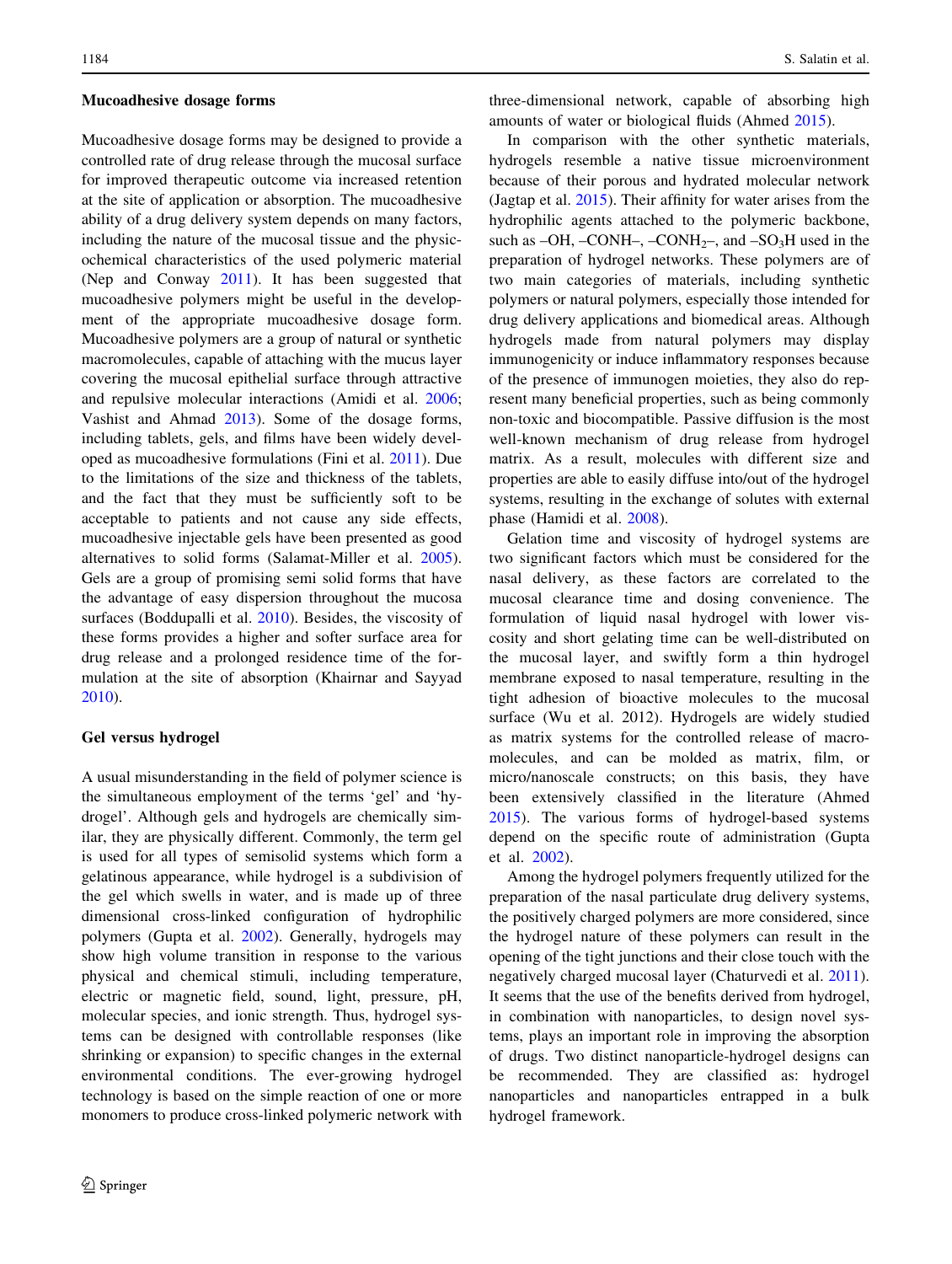## Mucoadhesive dosage forms

Mucoadhesive dosage forms may be designed to provide a controlled rate of drug release through the mucosal surface for improved therapeutic outcome via increased retention at the site of application or absorption. The mucoadhesive ability of a drug delivery system depends on many factors, including the nature of the mucosal tissue and the physicochemical characteristics of the used polymeric material (Nep and Conway 2011). It has been suggested that mucoadhesive polymers might be useful in the development of the appropriate mucoadhesive dosage form. Mucoadhesive polymers are a group of natural or synthetic macromolecules, capable of attaching with the mucus layer covering the mucosal epithelial surface through attractive and repulsive molecular interactions (Amidi et al. 2006; Vashist and Ahmad 2013). Some of the dosage forms, including tablets, gels, and films have been widely developed as mucoadhesive formulations (Fini et al. 2011). Due to the limitations of the size and thickness of the tablets, and the fact that they must be sufficiently soft to be acceptable to patients and not cause any side effects, mucoadhesive injectable gels have been presented as good alternatives to solid forms (Salamat-Miller et al. 2005). Gels are a group of promising semi solid forms that have the advantage of easy dispersion throughout the mucosa surfaces (Boddupalli et al. 2010). Besides, the viscosity of these forms provides a higher and softer surface area for drug release and a prolonged residence time of the formulation at the site of absorption (Khairnar and Sayyad 2010).

## Gel versus hydrogel

A usual misunderstanding in the field of polymer science is the simultaneous employment of the terms 'gel' and 'hydrogel'. Although gels and hydrogels are chemically similar, they are physically different. Commonly, the term gel is used for all types of semisolid systems which form a gelatinous appearance, while hydrogel is a subdivision of the gel which swells in water, and is made up of three dimensional cross-linked configuration of hydrophilic polymers (Gupta et al. 2002). Generally, hydrogels may show high volume transition in response to the various physical and chemical stimuli, including temperature, electric or magnetic field, sound, light, pressure, pH, molecular species, and ionic strength. Thus, hydrogel systems can be designed with controllable responses (like shrinking or expansion) to specific changes in the external environmental conditions. The ever-growing hydrogel technology is based on the simple reaction of one or more monomers to produce cross-linked polymeric network with three-dimensional network, capable of absorbing high amounts of water or biological fluids (Ahmed 2015).

In comparison with the other synthetic materials, hydrogels resemble a native tissue microenvironment because of their porous and hydrated molecular network (Jagtap et al. 2015). Their affinity for water arises from the hydrophilic agents attached to the polymeric backbone, such as –OH, –CONH–, –$CONH_2$–, and –$SO_3H$ used in the preparation of hydrogel networks. These polymers are of two main categories of materials, including synthetic polymers or natural polymers, especially those intended for drug delivery applications and biomedical areas. Although hydrogels made from natural polymers may display immunogenicity or induce inflammatory responses because of the presence of immunogen moieties, they also do represent many beneficial properties, such as being commonly non-toxic and biocompatible. Passive diffusion is the most well-known mechanism of drug release from hydrogel matrix. As a result, molecules with different size and properties are able to easily diffuse into/out of the hydrogel systems, resulting in the exchange of solutes with external phase (Hamidi et al. 2008).

Gelation time and viscosity of hydrogel systems are two significant factors which must be considered for the nasal delivery, as these factors are correlated to the mucosal clearance time and dosing convenience. The formulation of liquid nasal hydrogel with lower viscosity and short gelating time can be well-distributed on the mucosal layer, and swiftly form a thin hydrogel membrane exposed to nasal temperature, resulting in the tight adhesion of bioactive molecules to the mucosal surface (Wu et al. 2012). Hydrogels are widely studied as matrix systems for the controlled release of macromolecules, and can be molded as matrix, film, or micro/nanoscale constructs; on this basis, they have been extensively classified in the literature (Ahmed 2015). The various forms of hydrogel-based systems depend on the specific route of administration (Gupta et al. 2002).

Among the hydrogel polymers frequently utilized for the preparation of the nasal particulate drug delivery systems, the positively charged polymers are more considered, since the hydrogel nature of these polymers can result in the opening of the tight junctions and their close touch with the negatively charged mucosal layer (Chaturvedi et al. 2011). It seems that the use of the benefits derived from hydrogel, in combination with nanoparticles, to design novel systems, plays an important role in improving the absorption of drugs. Two distinct nanoparticle-hydrogel designs can be recommended. They are classified as: hydrogel nanoparticles and nanoparticles entrapped in a bulk hydrogel framework.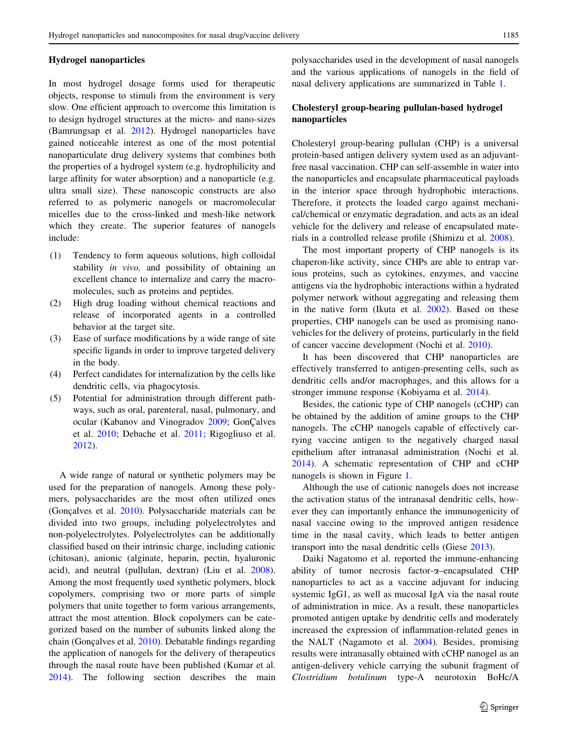## Hydrogel nanoparticles

In most hydrogel dosage forms used for therapeutic objects, response to stimuli from the environment is very slow. One efficient approach to overcome this limitation is to design hydrogel structures at the micro- and nano-sizes (Bamrungsap et al. 2012). Hydrogel nanoparticles have gained noticeable interest as one of the most potential nanoparticulate drug delivery systems that combines both the properties of a hydrogel system (e.g. hydrophilicity and large affinity for water absorption) and a nanoparticle (e.g. ultra small size). These nanoscopic constructs are also referred to as polymeric nanogels or macromolecular micelles due to the cross-linked and mesh-like network which they create. The superior features of nanogels include:

(1) Tendency to form aqueous solutions, high colloidal stability *in vivo,* and possibility of obtaining an excellent chance to internalize and carry the macromolecules, such as proteins and peptides.
(2) High drug loading without chemical reactions and release of incorporated agents in a controlled behavior at the target site.
(3) Ease of surface modifications by a wide range of site specific ligands in order to improve targeted delivery in the body.
(4) Perfect candidates for internalization by the cells like dendritic cells, via phagocytosis.
(5) Potential for administration through different pathways, such as oral, parenteral, nasal, pulmonary, and ocular (Kabanov and Vinogradov 2009; GonÇalves et al. 2010; Debache et al. 2011; Rigogliuso et al. 2012).

A wide range of natural or synthetic polymers may be used for the preparation of nanogels. Among these polymers, polysaccharides are the most often utilized ones (Gonçalves et al. 2010). Polysaccharide materials can be divided into two groups, including polyelectrolytes and non-polyelectrolytes. Polyelectrolytes can be additionally classified based on their intrinsic charge, including cationic (chitosan), anionic (alginate, heparin, pectin, hyaluronic acid), and neutral (pullulan, dextran) (Liu et al. 2008). Among the most frequently used synthetic polymers, block copolymers, comprising two or more parts of simple polymers that unite together to form various arrangements, attract the most attention. Block copolymers can be categorized based on the number of subunits linked along the chain (Gonçalves et al. 2010). Debatable findings regarding the application of nanogels for the delivery of therapeutics through the nasal route have been published (Kumar et al. 2014). The following section describes the main polysaccharides used in the development of nasal nanogels and the various applications of nanogels in the field of nasal delivery applications are summarized in Table 1.

### Cholesteryl group-bearing pullulan-based hydrogel nanoparticles

Cholesteryl group-bearing pullulan (CHP) is a universal protein-based antigen delivery system used as an adjuvant-free nasal vaccination. CHP can self-assemble in water into the nanoparticles and encapsulate pharmaceutical payloads in the interior space through hydrophobic interactions. Therefore, it protects the loaded cargo against mechanical/chemical or enzymatic degradation, and acts as an ideal vehicle for the delivery and release of encapsulated materials in a controlled release profile (Shimizu et al. 2008).

The most important property of CHP nanogels is its chaperon-like activity, since CHPs are able to entrap various proteins, such as cytokines, enzymes, and vaccine antigens via the hydrophobic interactions within a hydrated polymer network without aggregating and releasing them in the native form (Ikuta et al. 2002). Based on these properties, CHP nanogels can be used as promising nanovehicles for the delivery of proteins, particularly in the field of cancer vaccine development (Nochi et al. 2010).

It has been discovered that CHP nanoparticles are effectively transferred to antigen-presenting cells, such as dendritic cells and/or macrophages, and this allows for a stronger immune response (Kobiyama et al. 2014).

Besides, the cationic type of CHP nanogels (cCHP) can be obtained by the addition of amine groups to the CHP nanogels. The cCHP nanogels capable of effectively carrying vaccine antigen to the negatively charged nasal epithelium after intranasal administration (Nochi et al. 2014). A schematic representation of CHP and cCHP nanogels is shown in Figure 1.

Although the use of cationic nanogels does not increase the activation status of the intranasal dendritic cells, however they can importantly enhance the immunogenicity of nasal vaccine owing to the improved antigen residence time in the nasal cavity, which leads to better antigen transport into the nasal dendritic cells (Giese 2013).

Daiki Nagatomo et al. reported the immune-enhancing ability of tumor necrosis factor-α–encapsulated CHP nanoparticles to act as a vaccine adjuvant for inducing systemic IgG1, as well as mucosal IgA via the nasal route of administration in mice. As a result, these nanoparticles promoted antigen uptake by dendritic cells and moderately increased the expression of inflammation-related genes in the NALT (Nagamoto et al. 2004). Besides, promising results were intranasally obtained with cCHP nanogel as an antigen-delivery vehicle carrying the subunit fragment of *Clostridium botulinum* type-A neurotoxin BoHc/A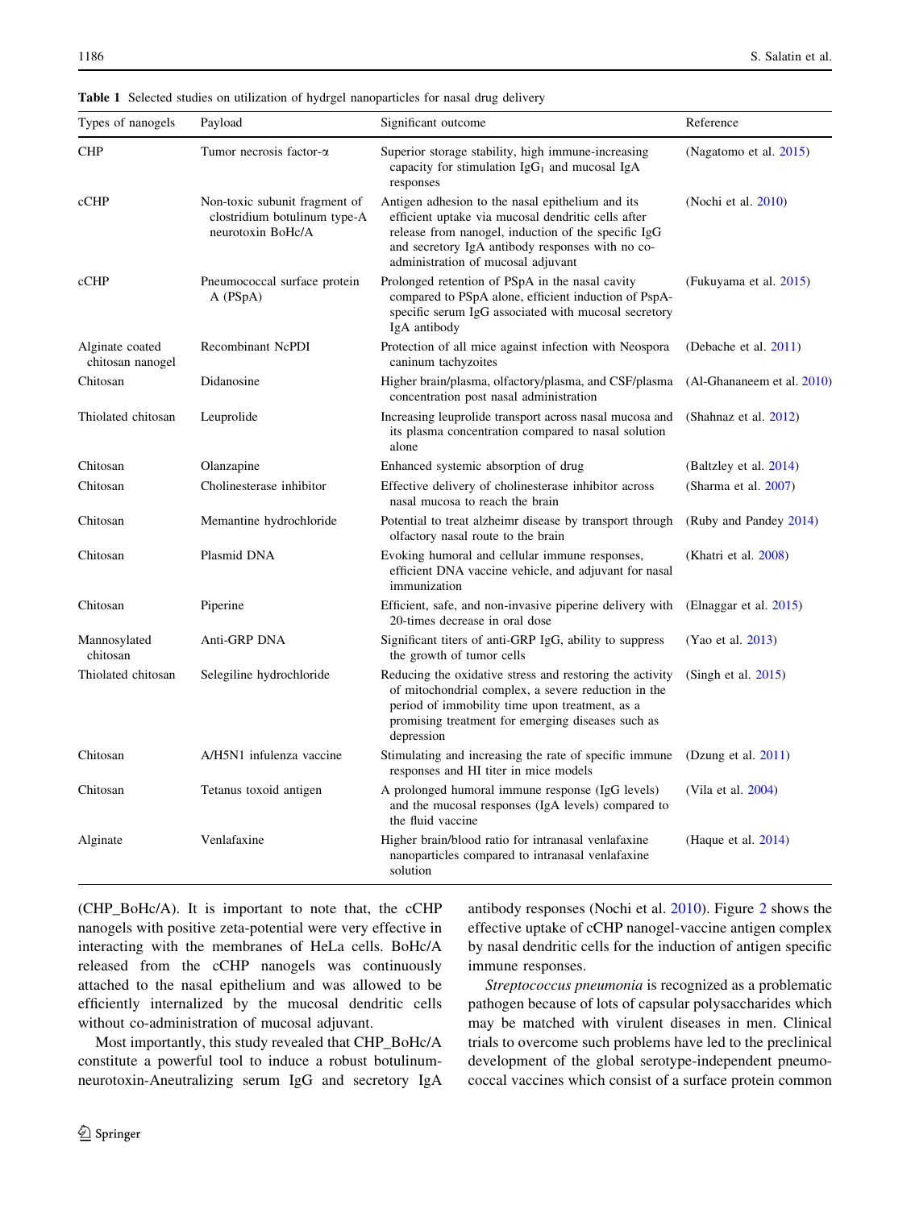**Table 1** Selected studies on utilization of hydrgel nanoparticles for nasal drug delivery

| Types of nanogels | Payload | Significant outcome | Reference |
| --- | --- | --- | --- |
| CHP | Tumor necrosis factor-α | Superior storage stability, high immune-increasing capacity for stimulation $IgG_1$ and mucosal IgA responses | (Nagatomo et al. 2015) |
| cCHP | Non-toxic subunit fragment of clostridium botulinum type-A neurotoxin BoHc/A | Antigen adhesion to the nasal epithelium and its efficient uptake via mucosal dendritic cells after release from nanogel, induction of the specific IgG and secretory IgA antibody responses with no co-administration of mucosal adjuvant | (Nochi et al. 2010) |
| cCHP | Pneumococcal surface protein A (PSpA) | Prolonged retention of PSpA in the nasal cavity compared to PSpA alone, efficient induction of PspA-specific serum IgG associated with mucosal secretory IgA antibody | (Fukuyama et al. 2015) |
| Alginate coated chitosan nanogel | Recombinant NcPDI | Protection of all mice against infection with Neospora caninum tachyzoites | (Debache et al. 2011) |
| Chitosan | Didanosine | Higher brain/plasma, olfactory/plasma, and CSF/plasma concentration post nasal administration | (Al-Ghananeem et al. 2010) |
| Thiolated chitosan | Leuprolide | Increasing leuprolide transport across nasal mucosa and its plasma concentration compared to nasal solution alone | (Shahnaz et al. 2012) |
| Chitosan | Olanzapine | Enhanced systemic absorption of drug | (Baltzley et al. 2014) |
| Chitosan | Cholinesterase inhibitor | Effective delivery of cholinesterase inhibitor across nasal mucosa to reach the brain | (Sharma et al. 2007) |
| Chitosan | Memantine hydrochloride | Potential to treat alzheimr disease by transport through olfactory nasal route to the brain | (Ruby and Pandey 2014) |
| Chitosan | Plasmid DNA | Evoking humoral and cellular immune responses, efficient DNA vaccine vehicle, and adjuvant for nasal immunization | (Khatri et al. 2008) |
| Chitosan | Piperine | Efficient, safe, and non-invasive piperine delivery with 20-times decrease in oral dose | (Elnaggar et al. 2015) |
| Mannosylated chitosan | Anti-GRP DNA | Significant titers of anti-GRP IgG, ability to suppress the growth of tumor cells | (Yao et al. 2013) |
| Thiolated chitosan | Selegiline hydrochloride | Reducing the oxidative stress and restoring the activity of mitochondrial complex, a severe reduction in the period of immobility time upon treatment, as a promising treatment for emerging diseases such as depression | (Singh et al. 2015) |
| Chitosan | A/H5N1 infulenza vaccine | Stimulating and increasing the rate of specific immune responses and HI titer in mice models | (Dzung et al. 2011) |
| Chitosan | Tetanus toxoid antigen | A prolonged humoral immune response (IgG levels) and the mucosal responses (IgA levels) compared to the fluid vaccine | (Vila et al. 2004) |
| Alginate | Venlafaxine | Higher brain/blood ratio for intranasal venlafaxine nanoparticles compared to intranasal venlafaxine solution | (Haque et al. 2014) |

(CHP_BoHc/A). It is important to note that, the cCHP nanogels with positive zeta-potential were very effective in interacting with the membranes of HeLa cells. BoHc/A released from the cCHP nanogels was continuously attached to the nasal epithelium and was allowed to be efficiently internalized by the mucosal dendritic cells without co-administration of mucosal adjuvant.

Most importantly, this study revealed that CHP_BoHc/A constitute a powerful tool to induce a robust botulinum-neurotoxin-Aneutralizing serum IgG and secretory IgA antibody responses (Nochi et al. 2010). Figure 2 shows the effective uptake of cCHP nanogel-vaccine antigen complex by nasal dendritic cells for the induction of antigen specific immune responses.

*Streptococcus pneumonia* is recognized as a problematic pathogen because of lots of capsular polysaccharides which may be matched with virulent diseases in men. Clinical trials to overcome such problems have led to the preclinical development of the global serotype-independent pneumococcal vaccines which consist of a surface protein common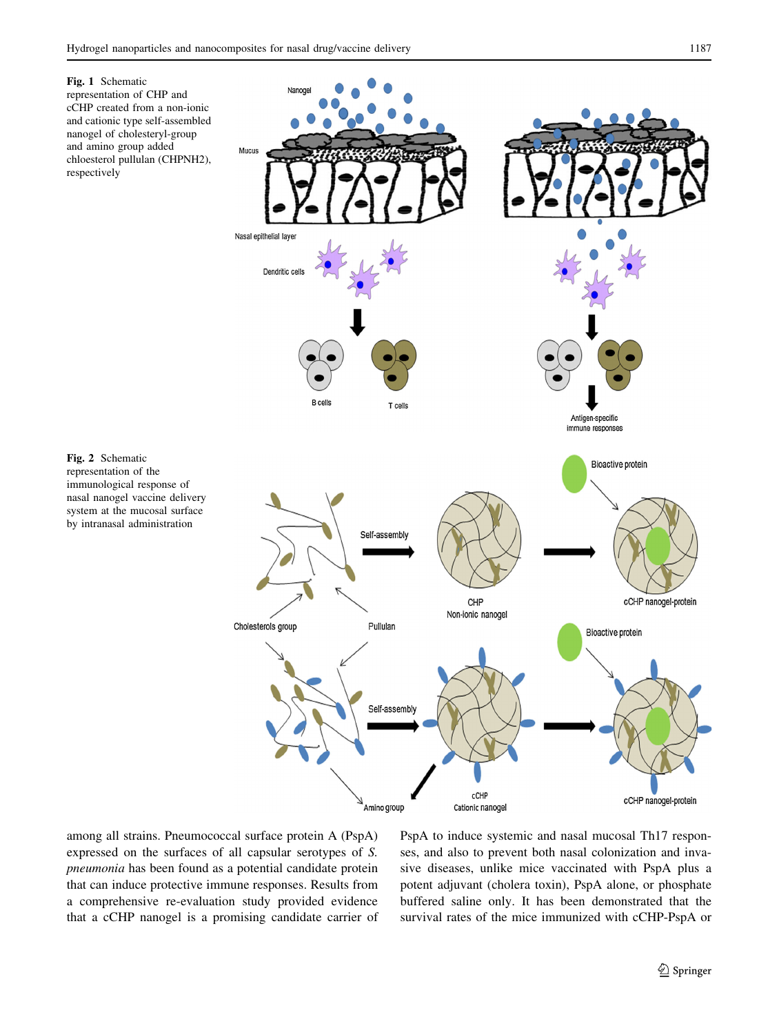**Fig. 1** Schematic representation of CHP and cCHP created from a non-ionic and cationic type self-assembled nanogel of cholesteryl-group and amino group added chloesterol pullulan (CHPNH2), respectively

**Fig. 2** Schematic representation of the immunological response of nasal nanogel vaccine delivery system at the mucosal surface by intranasal administration

among all strains. Pneumococcal surface protein A (PspA) expressed on the surfaces of all capsular serotypes of *S. pneumonia* has been found as a potential candidate protein that can induce protective immune responses. Results from a comprehensive re-evaluation study provided evidence that a cCHP nanogel is a promising candidate carrier of PspA to induce systemic and nasal mucosal Th17 responses, and also to prevent both nasal colonization and invasive diseases, unlike mice vaccinated with PspA plus a potent adjuvant (cholera toxin), PspA alone, or phosphate buffered saline only. It has been demonstrated that the survival rates of the mice immunized with cCHP-PspA or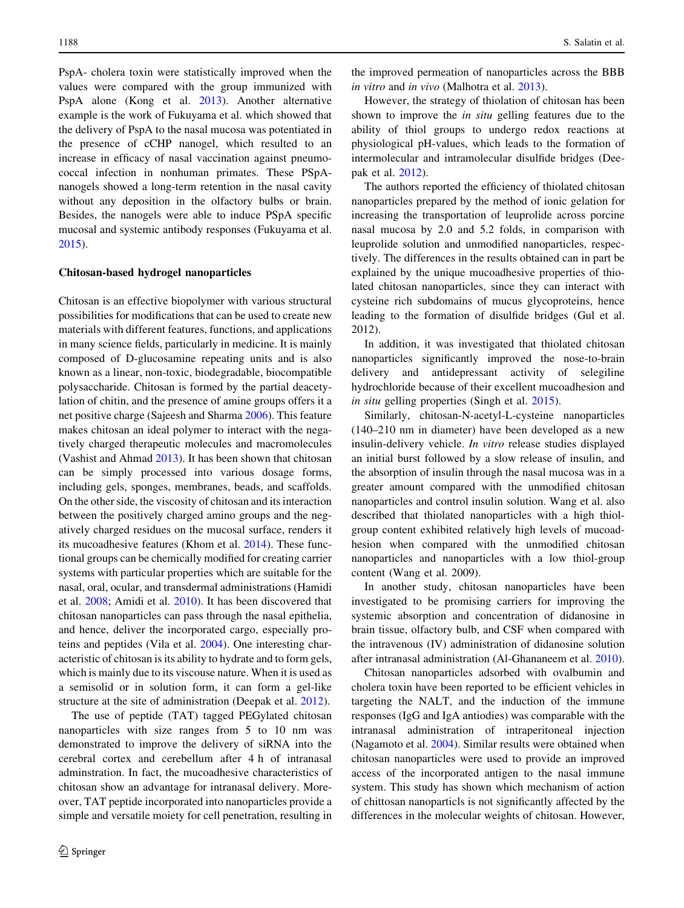PspA- cholera toxin were statistically improved when the values were compared with the group immunized with PspA alone (Kong et al. 2013). Another alternative example is the work of Fukuyama et al. which showed that the delivery of PspA to the nasal mucosa was potentiated in the presence of cCHP nanogel, which resulted to an increase in efficacy of nasal vaccination against pneumococcal infection in nonhuman primates. These PSpA-nanogels showed a long-term retention in the nasal cavity without any deposition in the olfactory bulbs or brain. Besides, the nanogels were able to induce PSpA specific mucosal and systemic antibody responses (Fukuyama et al. 2015).

**Chitosan-based hydrogel nanoparticles**

Chitosan is an effective biopolymer with various structural possibilities for modifications that can be used to create new materials with different features, functions, and applications in many science fields, particularly in medicine. It is mainly composed of D-glucosamine repeating units and is also known as a linear, non-toxic, biodegradable, biocompatible polysaccharide. Chitosan is formed by the partial deacetylation of chitin, and the presence of amine groups offers it a net positive charge (Sajeesh and Sharma 2006). This feature makes chitosan an ideal polymer to interact with the negatively charged therapeutic molecules and macromolecules (Vashist and Ahmad 2013). It has been shown that chitosan can be simply processed into various dosage forms, including gels, sponges, membranes, beads, and scaffolds. On the other side, the viscosity of chitosan and its interaction between the positively charged amino groups and the negatively charged residues on the mucosal surface, renders it its mucoadhesive features (Khom et al. 2014). These functional groups can be chemically modified for creating carrier systems with particular properties which are suitable for the nasal, oral, ocular, and transdermal administrations (Hamidi et al. 2008; Amidi et al. 2010). It has been discovered that chitosan nanoparticles can pass through the nasal epithelia, and hence, deliver the incorporated cargo, especially proteins and peptides (Vila et al. 2004). One interesting characteristic of chitosan is its ability to hydrate and to form gels, which is mainly due to its viscouse nature. When it is used as a semisolid or in solution form, it can form a gel-like structure at the site of administration (Deepak et al. 2012).

The use of peptide (TAT) tagged PEGylated chitosan nanoparticles with size ranges from 5 to 10 nm was demonstrated to improve the delivery of siRNA into the cerebral cortex and cerebellum after 4 h of intranasal adminstration. In fact, the mucoadhesive characteristics of chitosan show an advantage for intranasal delivery. Moreover, TAT peptide incorporated into nanoparticles provide a simple and versatile moiety for cell penetration, resulting in the improved permeation of nanoparticles across the BBB *in vitro* and *in vivo* (Malhotra et al. 2013).

However, the strategy of thiolation of chitosan has been shown to improve the *in situ* gelling features due to the ability of thiol groups to undergo redox reactions at physiological pH-values, which leads to the formation of intermolecular and intramolecular disulfide bridges (Deepak et al. 2012).

The authors reported the efficiency of thiolated chitosan nanoparticles prepared by the method of ionic gelation for increasing the transportation of leuprolide across porcine nasal mucosa by 2.0 and 5.2 folds, in comparison with leuprolide solution and unmodified nanoparticles, respectively. The differences in the results obtained can in part be explained by the unique mucoadhesive properties of thiolated chitosan nanoparticles, since they can interact with cysteine rich subdomains of mucus glycoproteins, hence leading to the formation of disulfide bridges (Gul et al. 2012).

In addition, it was investigated that thiolated chitosan nanoparticles significantly improved the nose-to-brain delivery and antidepressant activity of selegiline hydrochloride because of their excellent mucoadhesion and *in situ* gelling properties (Singh et al. 2015).

Similarly, chitosan-N-acetyl-L-cysteine nanoparticles (140–210 nm in diameter) have been developed as a new insulin-delivery vehicle. *In vitro* release studies displayed an initial burst followed by a slow release of insulin, and the absorption of insulin through the nasal mucosa was in a greater amount compared with the unmodified chitosan nanoparticles and control insulin solution. Wang et al. also described that thiolated nanoparticles with a high thiol-group content exhibited relatively high levels of mucoadhesion when compared with the unmodified chitosan nanoparticles and nanoparticles with a low thiol-group content (Wang et al. 2009).

In another study, chitosan nanoparticles have been investigated to be promising carriers for improving the systemic absorption and concentration of didanosine in brain tissue, olfactory bulb, and CSF when compared with the intravenous (IV) administration of didanosine solution after intranasal administration (Al-Ghananeem et al. 2010).

Chitosan nanoparticles adsorbed with ovalbumin and cholera toxin have been reported to be efficient vehicles in targeting the NALT, and the induction of the immune responses (IgG and IgA antiodies) was comparable with the intranasal administration of intraperitoneal injection (Nagamoto et al. 2004). Similar results were obtained when chitosan nanoparticles were used to provide an improved access of the incorporated antigen to the nasal immune system. This study has shown which mechanism of action of chittosan nanoparticls is not significantly affected by the differences in the molecular weights of chitosan. However,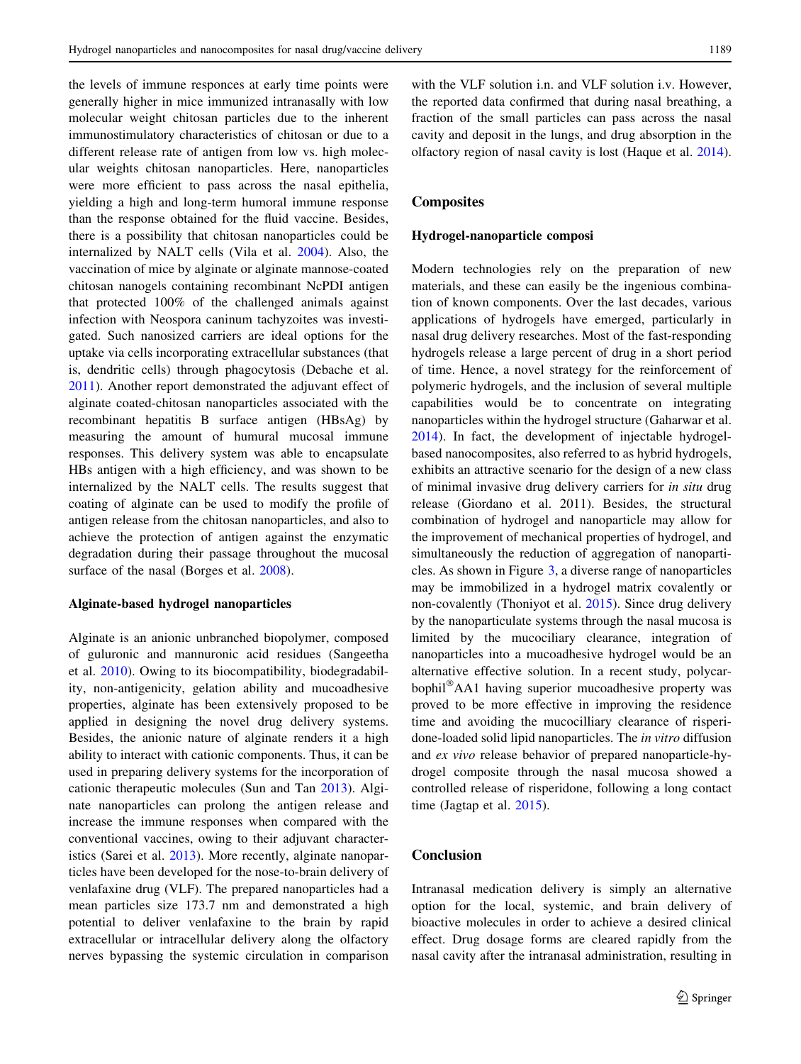the levels of immune responces at early time points were generally higher in mice immunized intranasally with low molecular weight chitosan particles due to the inherent immunostimulatory characteristics of chitosan or due to a different release rate of antigen from low vs. high molecular weights chitosan nanoparticles. Here, nanoparticles were more efficient to pass across the nasal epithelia, yielding a high and long-term humoral immune response than the response obtained for the fluid vaccine. Besides, there is a possibility that chitosan nanoparticles could be internalized by NALT cells (Vila et al. 2004). Also, the vaccination of mice by alginate or alginate mannose-coated chitosan nanogels containing recombinant NcPDI antigen that protected 100% of the challenged animals against infection with Neospora caninum tachyzoites was investigated. Such nanosized carriers are ideal options for the uptake via cells incorporating extracellular substances (that is, dendritic cells) through phagocytosis (Debache et al. 2011). Another report demonstrated the adjuvant effect of alginate coated-chitosan nanoparticles associated with the recombinant hepatitis B surface antigen (HBsAg) by measuring the amount of humural mucosal immune responses. This delivery system was able to encapsulate HBs antigen with a high efficiency, and was shown to be internalized by the NALT cells. The results suggest that coating of alginate can be used to modify the profile of antigen release from the chitosan nanoparticles, and also to achieve the protection of antigen against the enzymatic degradation during their passage throughout the mucosal surface of the nasal (Borges et al. 2008).

### Alginate-based hydrogel nanoparticles

Alginate is an anionic unbranched biopolymer, composed of guluronic and mannuronic acid residues (Sangeetha et al. 2010). Owing to its biocompatibility, biodegradability, non-antigenicity, gelation ability and mucoadhesive properties, alginate has been extensively proposed to be applied in designing the novel drug delivery systems. Besides, the anionic nature of alginate renders it a high ability to interact with cationic components. Thus, it can be used in preparing delivery systems for the incorporation of cationic therapeutic molecules (Sun and Tan 2013). Alginate nanoparticles can prolong the antigen release and increase the immune responses when compared with the conventional vaccines, owing to their adjuvant characteristics (Sarei et al. 2013). More recently, alginate nanoparticles have been developed for the nose-to-brain delivery of venlafaxine drug (VLF). The prepared nanoparticles had a mean particles size 173.7 nm and demonstrated a high potential to deliver venlafaxine to the brain by rapid extracellular or intracellular delivery along the olfactory nerves bypassing the systemic circulation in comparison with the VLF solution i.n. and VLF solution i.v. However, the reported data confirmed that during nasal breathing, a fraction of the small particles can pass across the nasal cavity and deposit in the lungs, and drug absorption in the olfactory region of nasal cavity is lost (Haque et al. 2014).

## Composites

### Hydrogel-nanoparticle composi

Modern technologies rely on the preparation of new materials, and these can easily be the ingenious combination of known components. Over the last decades, various applications of hydrogels have emerged, particularly in nasal drug delivery researches. Most of the fast-responding hydrogels release a large percent of drug in a short period of time. Hence, a novel strategy for the reinforcement of polymeric hydrogels, and the inclusion of several multiple capabilities would be to concentrate on integrating nanoparticles within the hydrogel structure (Gaharwar et al. 2014). In fact, the development of injectable hydrogel-based nanocomposites, also referred to as hybrid hydrogels, exhibits an attractive scenario for the design of a new class of minimal invasive drug delivery carriers for *in situ* drug release (Giordano et al. 2011). Besides, the structural combination of hydrogel and nanoparticle may allow for the improvement of mechanical properties of hydrogel, and simultaneously the reduction of aggregation of nanoparticles. As shown in Figure 3, a diverse range of nanoparticles may be immobilized in a hydrogel matrix covalently or non-covalently (Thoniyot et al. 2015). Since drug delivery by the nanoparticulate systems through the nasal mucosa is limited by the mucociliary clearance, integration of nanoparticles into a mucoadhesive hydrogel would be an alternative effective solution. In a recent study, polycarbophil®AA1 having superior mucoadhesive property was proved to be more effective in improving the residence time and avoiding the mucocilliary clearance of risperidone-loaded solid lipid nanoparticles. The *in vitro* diffusion and *ex vivo* release behavior of prepared nanoparticle-hydrogel composite through the nasal mucosa showed a controlled release of risperidone, following a long contact time (Jagtap et al. 2015).

## Conclusion

Intranasal medication delivery is simply an alternative option for the local, systemic, and brain delivery of bioactive molecules in order to achieve a desired clinical effect. Drug dosage forms are cleared rapidly from the nasal cavity after the intranasal administration, resulting in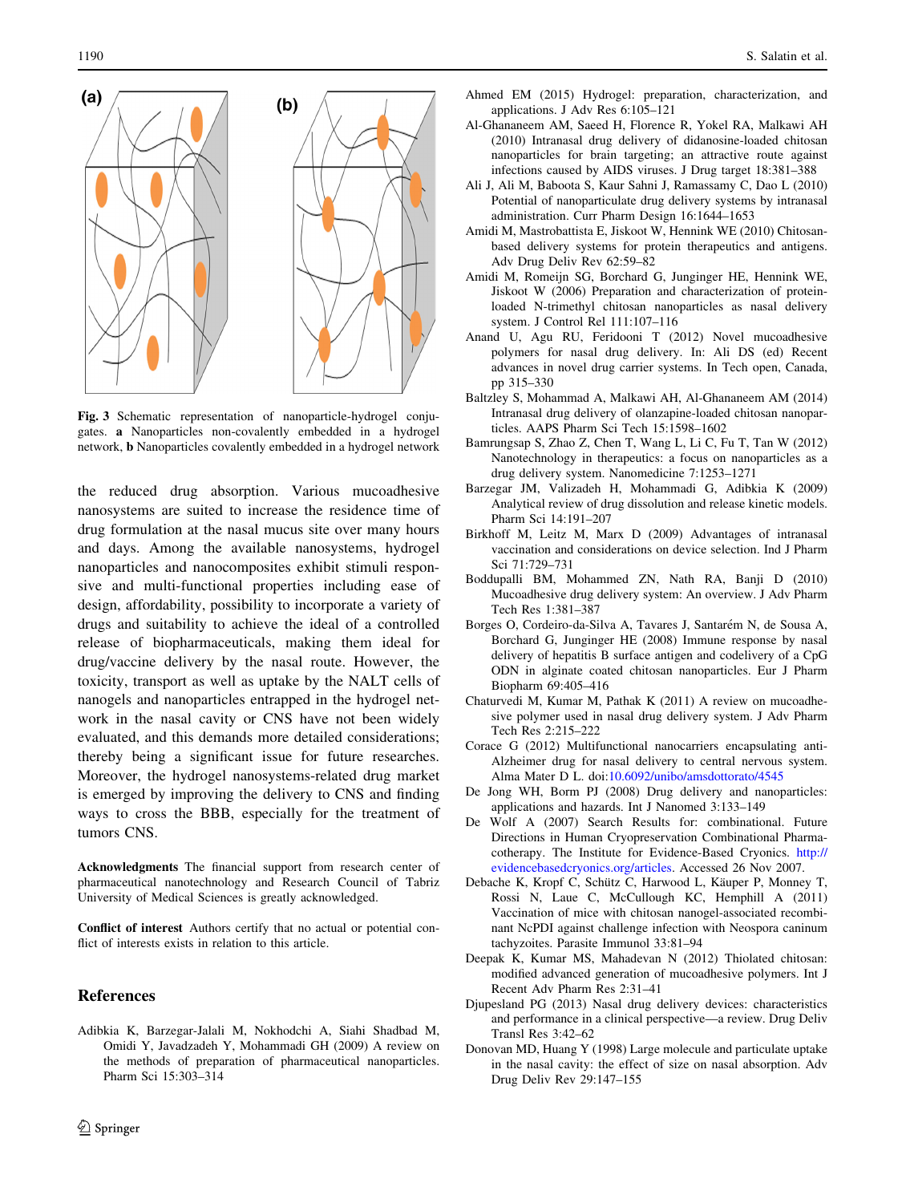Fig. 3 Schematic representation of nanoparticle-hydrogel conjugates. **a** Nanoparticles non-covalently embedded in a hydrogel network, **b** Nanoparticles covalently embedded in a hydrogel network

the reduced drug absorption. Various mucoadhesive nanosystems are suited to increase the residence time of drug formulation at the nasal mucus site over many hours and days. Among the available nanosystems, hydrogel nanoparticles and nanocomposites exhibit stimuli responsive and multi-functional properties including ease of design, affordability, possibility to incorporate a variety of drugs and suitability to achieve the ideal of a controlled release of biopharmaceuticals, making them ideal for drug/vaccine delivery by the nasal route. However, the toxicity, transport as well as uptake by the NALT cells of nanogels and nanoparticles entrapped in the hydrogel network in the nasal cavity or CNS have not been widely evaluated, and this demands more detailed considerations; thereby being a significant issue for future researches. Moreover, the hydrogel nanosystems-related drug market is emerged by improving the delivery to CNS and finding ways to cross the BBB, especially for the treatment of tumors CNS.

**Acknowledgments** The financial support from research center of pharmaceutical nanotechnology and Research Council of Tabriz University of Medical Sciences is greatly acknowledged.

**Conflict of interest** Authors certify that no actual or potential conflict of interests exists in relation to this article.

## References

Adibkia K, Barzegar-Jalali M, Nokhodchi A, Siahi Shadbad M, Omidi Y, Javadzadeh Y, Mohammadi GH (2009) A review on the methods of preparation of pharmaceutical nanoparticles. Pharm Sci 15:303–314

Ahmed EM (2015) Hydrogel: preparation, characterization, and applications. J Adv Res 6:105–121

Al-Ghananeem AM, Saeed H, Florence R, Yokel RA, Malkawi AH (2010) Intranasal drug delivery of didanosine-loaded chitosan nanoparticles for brain targeting; an attractive route against infections caused by AIDS viruses. J Drug target 18:381–388

Ali J, Ali M, Baboota S, Kaur Sahni J, Ramassamy C, Dao L (2010) Potential of nanoparticulate drug delivery systems by intranasal administration. Curr Pharm Design 16:1644–1653

Amidi M, Mastrobattista E, Jiskoot W, Hennink WE (2010) Chitosan-based delivery systems for protein therapeutics and antigens. Adv Drug Deliv Rev 62:59–82

Amidi M, Romeijn SG, Borchard G, Junginger HE, Hennink WE, Jiskoot W (2006) Preparation and characterization of protein-loaded N-trimethyl chitosan nanoparticles as nasal delivery system. J Control Rel 111:107–116

Anand U, Agu RU, Feridooni T (2012) Novel mucoadhesive polymers for nasal drug delivery. In: Ali DS (ed) Recent advances in novel drug carrier systems. In Tech open, Canada, pp 315–330

Baltzley S, Mohammad A, Malkawi AH, Al-Ghananeem AM (2014) Intranasal drug delivery of olanzapine-loaded chitosan nanoparticles. AAPS Pharm Sci Tech 15:1598–1602

Bamrungsap S, Zhao Z, Chen T, Wang L, Li C, Fu T, Tan W (2012) Nanotechnology in therapeutics: a focus on nanoparticles as a drug delivery system. Nanomedicine 7:1253–1271

Barzegar JM, Valizadeh H, Mohammadi G, Adibkia K (2009) Analytical review of drug dissolution and release kinetic models. Pharm Sci 14:191–207

Birkhoff M, Leitz M, Marx D (2009) Advantages of intranasal vaccination and considerations on device selection. Ind J Pharm Sci 71:729–731

Boddupalli BM, Mohammed ZN, Nath RA, Banji D (2010) Mucoadhesive drug delivery system: An overview. J Adv Pharm Tech Res 1:381–387

Borges O, Cordeiro-da-Silva A, Tavares J, Santarém N, de Sousa A, Borchard G, Junginger HE (2008) Immune response by nasal delivery of hepatitis B surface antigen and codelivery of a CpG ODN in alginate coated chitosan nanoparticles. Eur J Pharm Biopharm 69:405–416

Chaturvedi M, Kumar M, Pathak K (2011) A review on mucoadhesive polymer used in nasal drug delivery system. J Adv Pharm Tech Res 2:215–222

Corace G (2012) Multifunctional nanocarriers encapsulating anti-Alzheimer drug for nasal delivery to central nervous system. Alma Mater D L. doi:10.6092/unibo/amsdottorato/4545

De Jong WH, Borm PJ (2008) Drug delivery and nanoparticles: applications and hazards. Int J Nanomed 3:133–149

De Wolf A (2007) Search Results for: combinational. Future Directions in Human Cryopreservation Combinational Pharmacotherapy. The Institute for Evidence-Based Cryonics. http://evidencebasedcryonics.org/articles. Accessed 26 Nov 2007.

Debache K, Kropf C, Schütz C, Harwood L, Käuper P, Monney T, Rossi N, Laue C, McCullough KC, Hemphill A (2011) Vaccination of mice with chitosan nanogel-associated recombinant NcPDI against challenge infection with Neospora caninum tachyzoites. Parasite Immunol 33:81–94

Deepak K, Kumar MS, Mahadevan N (2012) Thiolated chitosan: modified advanced generation of mucoadhesive polymers. Int J Recent Adv Pharm Res 2:31–41

Djupesland PG (2013) Nasal drug delivery devices: characteristics and performance in a clinical perspective—a review. Drug Deliv Transl Res 3:42–62

Donovan MD, Huang Y (1998) Large molecule and particulate uptake in the nasal cavity: the effect of size on nasal absorption. Adv Drug Deliv Rev 29:147–155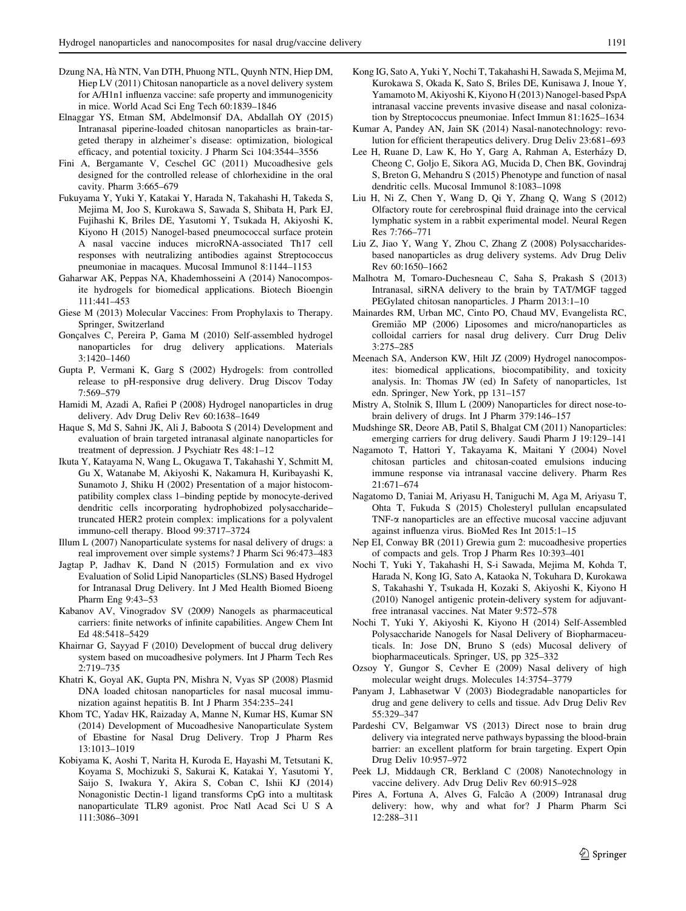Dzung NA, Hà NTN, Van DTH, Phuong NTL, Quynh NTN, Hiep DM, Hiep LV (2011) Chitosan nanoparticle as a novel delivery system for A/H1n1 influenza vaccine: safe property and immunogenicity in mice. World Acad Sci Eng Tech 60:1839–1846

Elnaggar YS, Etman SM, Abdelmonsif DA, Abdallah OY (2015) Intranasal piperine-loaded chitosan nanoparticles as brain-targeted therapy in alzheimer's disease: optimization, biological efficacy, and potential toxicity. J Pharm Sci 104:3544–3556

Fini A, Bergamante V, Ceschel GC (2011) Mucoadhesive gels designed for the controlled release of chlorhexidine in the oral cavity. Pharm 3:665–679

Fukuyama Y, Yuki Y, Katakai Y, Harada N, Takahashi H, Takeda S, Mejima M, Joo S, Kurokawa S, Sawada S, Shibata H, Park EJ, Fujihashi K, Briles DE, Yasutomi Y, Tsukada H, Akiyoshi K, Kiyono H (2015) Nanogel-based pneumococcal surface protein A nasal vaccine induces microRNA-associated Th17 cell responses with neutralizing antibodies against Streptococcus pneumoniae in macaques. Mucosal Immunol 8:1144–1153

Gaharwar AK, Peppas NA, Khademhosseini A (2014) Nanocomposite hydrogels for biomedical applications. Biotech Bioengin 111:441–453

Giese M (2013) Molecular Vaccines: From Prophylaxis to Therapy. Springer, Switzerland

Gonçalves C, Pereira P, Gama M (2010) Self-assembled hydrogel nanoparticles for drug delivery applications. Materials 3:1420–1460

Gupta P, Vermani K, Garg S (2002) Hydrogels: from controlled release to pH-responsive drug delivery. Drug Discov Today 7:569–579

Hamidi M, Azadi A, Rafiei P (2008) Hydrogel nanoparticles in drug delivery. Adv Drug Deliv Rev 60:1638–1649

Haque S, Md S, Sahni JK, Ali J, Baboota S (2014) Development and evaluation of brain targeted intranasal alginate nanoparticles for treatment of depression. J Psychiatr Res 48:1–12

Ikuta Y, Katayama N, Wang L, Okugawa T, Takahashi Y, Schmitt M, Gu X, Watanabe M, Akiyoshi K, Nakamura H, Kuribayashi K, Sunamoto J, Shiku H (2002) Presentation of a major histocompatibility complex class 1–binding peptide by monocyte-derived dendritic cells incorporating hydrophobized polysaccharide–truncated HER2 protein complex: implications for a polyvalent immuno-cell therapy. Blood 99:3717–3724

Illum L (2007) Nanoparticulate systems for nasal delivery of drugs: a real improvement over simple systems? J Pharm Sci 96:473–483

Jagtap P, Jadhav K, Dand N (2015) Formulation and ex vivo Evaluation of Solid Lipid Nanoparticles (SLNS) Based Hydrogel for Intranasal Drug Delivery. Int J Med Health Biomed Bioeng Pharm Eng 9:43–53

Kabanov AV, Vinogradov SV (2009) Nanogels as pharmaceutical carriers: finite networks of infinite capabilities. Angew Chem Int Ed 48:5418–5429

Khairnar G, Sayyad F (2010) Development of buccal drug delivery system based on mucoadhesive polymers. Int J Pharm Tech Res 2:719–735

Khatri K, Goyal AK, Gupta PN, Mishra N, Vyas SP (2008) Plasmid DNA loaded chitosan nanoparticles for nasal mucosal immunization against hepatitis B. Int J Pharm 354:235–241

Khom TC, Yadav HK, Raizaday A, Manne N, Kumar HS, Kumar SN (2014) Development of Mucoadhesive Nanoparticulate System of Ebastine for Nasal Drug Delivery. Trop J Pharm Res 13:1013–1019

Kobiyama K, Aoshi T, Narita H, Kuroda E, Hayashi M, Tetsutani K, Koyama S, Mochizuki S, Sakurai K, Katakai Y, Yasutomi Y, Saijo S, Iwakura Y, Akira S, Coban C, Ishii KJ (2014) Nonagonistic Dectin-1 ligand transforms CpG into a multitask nanoparticulate TLR9 agonist. Proc Natl Acad Sci U S A 111:3086–3091

Kong IG, Sato A, Yuki Y, Nochi T, Takahashi H, Sawada S, Mejima M, Kurokawa S, Okada K, Sato S, Briles DE, Kunisawa J, Inoue Y, Yamamoto M, Akiyoshi K, Kiyono H (2013) Nanogel-based PspA intranasal vaccine prevents invasive disease and nasal colonization by Streptococcus pneumoniae. Infect Immun 81:1625–1634

Kumar A, Pandey AN, Jain SK (2014) Nasal-nanotechnology: revolution for efficient therapeutics delivery. Drug Deliv 23:681–693

Lee H, Ruane D, Law K, Ho Y, Garg A, Rahman A, Esterházy D, Cheong C, Goljo E, Sikora AG, Mucida D, Chen BK, Govindraj S, Breton G, Mehandru S (2015) Phenotype and function of nasal dendritic cells. Mucosal Immunol 8:1083–1098

Liu H, Ni Z, Chen Y, Wang D, Qi Y, Zhang Q, Wang S (2012) Olfactory route for cerebrospinal fluid drainage into the cervical lymphatic system in a rabbit experimental model. Neural Regen Res 7:766–771

Liu Z, Jiao Y, Wang Y, Zhou C, Zhang Z (2008) Polysaccharides-based nanoparticles as drug delivery systems. Adv Drug Deliv Rev 60:1650–1662

Malhotra M, Tomaro-Duchesneau C, Saha S, Prakash S (2013) Intranasal, siRNA delivery to the brain by TAT/MGF tagged PEGylated chitosan nanoparticles. J Pharm 2013:1–10

Mainardes RM, Urban MC, Cinto PO, Chaud MV, Evangelista RC, Gremião MP (2006) Liposomes and micro/nanoparticles as colloidal carriers for nasal drug delivery. Curr Drug Deliv 3:275–285

Meenach SA, Anderson KW, Hilt JZ (2009) Hydrogel nanocomposites: biomedical applications, biocompatibility, and toxicity analysis. In: Thomas JW (ed) In Safety of nanoparticles, 1st edn. Springer, New York, pp 131–157

Mistry A, Stolnik S, Illum L (2009) Nanoparticles for direct nose-to-brain delivery of drugs. Int J Pharm 379:146–157

Mudshinge SR, Deore AB, Patil S, Bhalgat CM (2011) Nanoparticles: emerging carriers for drug delivery. Saudi Pharm J 19:129–141

Nagamoto T, Hattori Y, Takayama K, Maitani Y (2004) Novel chitosan particles and chitosan-coated emulsions inducing immune response via intranasal vaccine delivery. Pharm Res 21:671–674

Nagatomo D, Taniai M, Ariyasu H, Taniguchi M, Aga M, Ariyasu T, Ohta T, Fukuda S (2015) Cholesteryl pullulan encapsulated TNF-$\alpha$ nanoparticles are an effective mucosal vaccine adjuvant against influenza virus. BioMed Res Int 2015:1–15

Nep EI, Conway BR (2011) Grewia gum 2: mucoadhesive properties of compacts and gels. Trop J Pharm Res 10:393–401

Nochi T, Yuki Y, Takahashi H, S-i Sawada, Mejima M, Kohda T, Harada N, Kong IG, Sato A, Kataoka N, Tokuhara D, Kurokawa S, Takahashi Y, Tsukada H, Kozaki S, Akiyoshi K, Kiyono H (2010) Nanogel antigenic protein-delivery system for adjuvant-free intranasal vaccines. Nat Mater 9:572–578

Nochi T, Yuki Y, Akiyoshi K, Kiyono H (2014) Self-Assembled Polysaccharide Nanogels for Nasal Delivery of Biopharmaceuticals. In: Jose DN, Bruno S (eds) Mucosal delivery of biopharmaceuticals. Springer, US, pp 325–332

Ozsoy Y, Gungor S, Cevher E (2009) Nasal delivery of high molecular weight drugs. Molecules 14:3754–3779

Panyam J, Labhasetwar V (2003) Biodegradable nanoparticles for drug and gene delivery to cells and tissue. Adv Drug Deliv Rev 55:329–347

Pardeshi CV, Belgamwar VS (2013) Direct nose to brain drug delivery via integrated nerve pathways bypassing the blood-brain barrier: an excellent platform for brain targeting. Expert Opin Drug Deliv 10:957–972

Peek LJ, Middaugh CR, Berkland C (2008) Nanotechnology in vaccine delivery. Adv Drug Deliv Rev 60:915–928

Pires A, Fortuna A, Alves G, Falcão A (2009) Intranasal drug delivery: how, why and what for? J Pharm Pharm Sci 12:288–311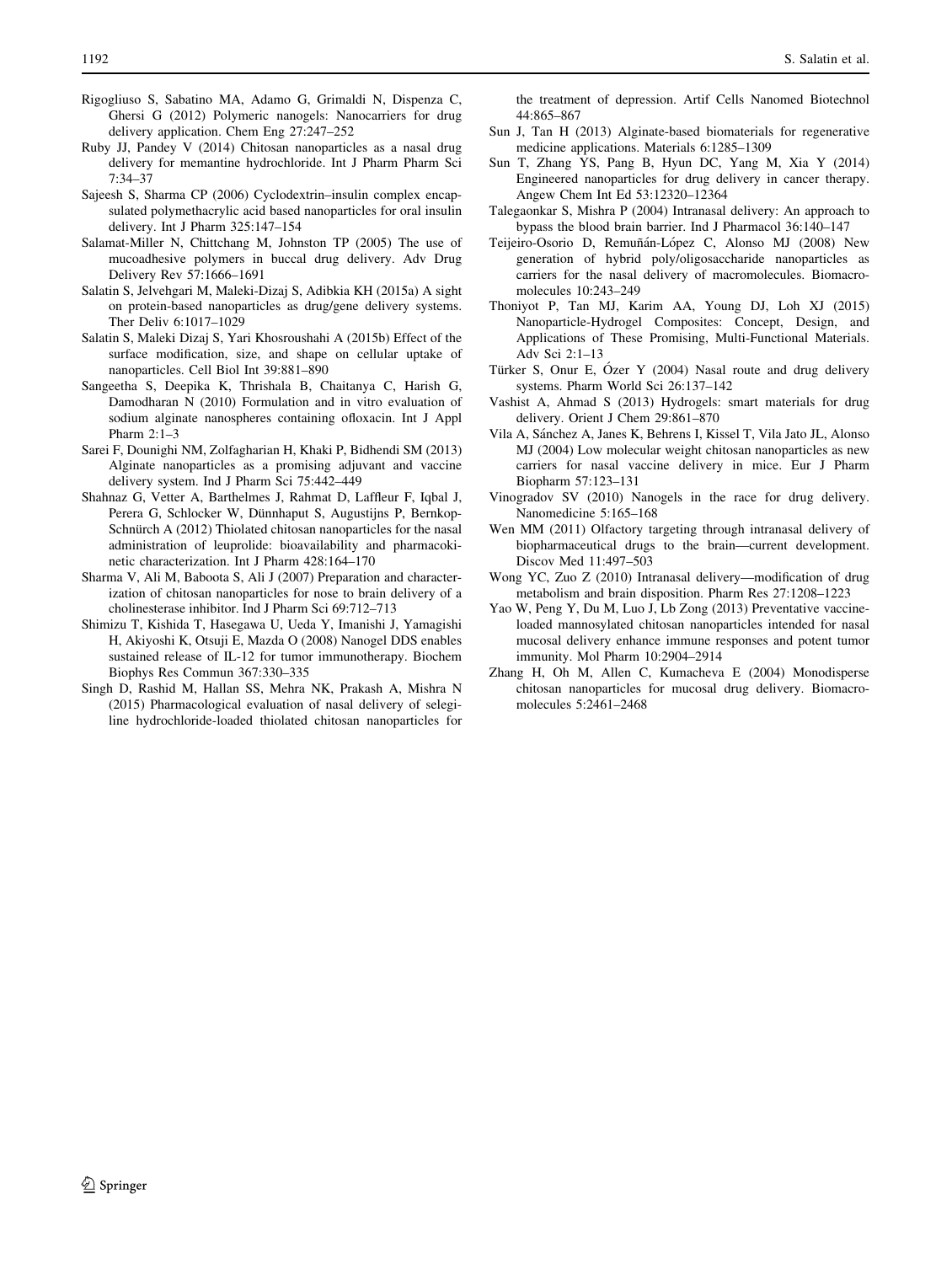Rigogliuso S, Sabatino MA, Adamo G, Grimaldi N, Dispenza C, Ghersi G (2012) Polymeric nanogels: Nanocarriers for drug delivery application. Chem Eng 27:247–252

Ruby JJ, Pandey V (2014) Chitosan nanoparticles as a nasal drug delivery for memantine hydrochloride. Int J Pharm Pharm Sci 7:34–37

Sajeesh S, Sharma CP (2006) Cyclodextrin–insulin complex encapsulated polymethacrylic acid based nanoparticles for oral insulin delivery. Int J Pharm 325:147–154

Salamat-Miller N, Chittchang M, Johnston TP (2005) The use of mucoadhesive polymers in buccal drug delivery. Adv Drug Delivery Rev 57:1666–1691

Salatin S, Jelvehgari M, Maleki-Dizaj S, Adibkia KH (2015a) A sight on protein-based nanoparticles as drug/gene delivery systems. Ther Deliv 6:1017–1029

Salatin S, Maleki Dizaj S, Yari Khosroushahi A (2015b) Effect of the surface modification, size, and shape on cellular uptake of nanoparticles. Cell Biol Int 39:881–890

Sangeetha S, Deepika K, Thrishala B, Chaitanya C, Harish G, Damodharan N (2010) Formulation and in vitro evaluation of sodium alginate nanospheres containing ofloxacin. Int J Appl Pharm 2:1–3

Sarei F, Dounighi NM, Zolfagharian H, Khaki P, Bidhendi SM (2013) Alginate nanoparticles as a promising adjuvant and vaccine delivery system. Ind J Pharm Sci 75:442–449

Shahnaz G, Vetter A, Barthelmes J, Rahmat D, Laffleur F, Iqbal J, Perera G, Schlocker W, Dünnhaput S, Augustijns P, Bernkop-Schnürch A (2012) Thiolated chitosan nanoparticles for the nasal administration of leuprolide: bioavailability and pharmacokinetic characterization. Int J Pharm 428:164–170

Sharma V, Ali M, Baboota S, Ali J (2007) Preparation and characterization of chitosan nanoparticles for nose to brain delivery of a cholinesterase inhibitor. Ind J Pharm Sci 69:712–713

Shimizu T, Kishida T, Hasegawa U, Ueda Y, Imanishi J, Yamagishi H, Akiyoshi K, Otsuji E, Mazda O (2008) Nanogel DDS enables sustained release of IL-12 for tumor immunotherapy. Biochem Biophys Res Commun 367:330–335

Singh D, Rashid M, Hallan SS, Mehra NK, Prakash A, Mishra N (2015) Pharmacological evaluation of nasal delivery of selegiline hydrochloride-loaded thiolated chitosan nanoparticles for the treatment of depression. Artif Cells Nanomed Biotechnol 44:865–867

Sun J, Tan H (2013) Alginate-based biomaterials for regenerative medicine applications. Materials 6:1285–1309

Sun T, Zhang YS, Pang B, Hyun DC, Yang M, Xia Y (2014) Engineered nanoparticles for drug delivery in cancer therapy. Angew Chem Int Ed 53:12320–12364

Talegaonkar S, Mishra P (2004) Intranasal delivery: An approach to bypass the blood brain barrier. Ind J Pharmacol 36:140–147

Teijeiro-Osorio D, Remuñán-López C, Alonso MJ (2008) New generation of hybrid poly/oligosaccharide nanoparticles as carriers for the nasal delivery of macromolecules. Biomacromolecules 10:243–249

Thoniyot P, Tan MJ, Karim AA, Young DJ, Loh XJ (2015) Nanoparticle-Hydrogel Composites: Concept, Design, and Applications of These Promising, Multi-Functional Materials. Adv Sci 2:1–13

Türker S, Onur E, Ózer Y (2004) Nasal route and drug delivery systems. Pharm World Sci 26:137–142

Vashist A, Ahmad S (2013) Hydrogels: smart materials for drug delivery. Orient J Chem 29:861–870

Vila A, Sánchez A, Janes K, Behrens I, Kissel T, Vila Jato JL, Alonso MJ (2004) Low molecular weight chitosan nanoparticles as new carriers for nasal vaccine delivery in mice. Eur J Pharm Biopharm 57:123–131

Vinogradov SV (2010) Nanogels in the race for drug delivery. Nanomedicine 5:165–168

Wen MM (2011) Olfactory targeting through intranasal delivery of biopharmaceutical drugs to the brain—current development. Discov Med 11:497–503

Wong YC, Zuo Z (2010) Intranasal delivery—modification of drug metabolism and brain disposition. Pharm Res 27:1208–1223

Yao W, Peng Y, Du M, Luo J, Lb Zong (2013) Preventative vaccine-loaded mannosylated chitosan nanoparticles intended for nasal mucosal delivery enhance immune responses and potent tumor immunity. Mol Pharm 10:2904–2914

Zhang H, Oh M, Allen C, Kumacheva E (2004) Monodisperse chitosan nanoparticles for mucosal drug delivery. Biomacromolecules 5:2461–2468